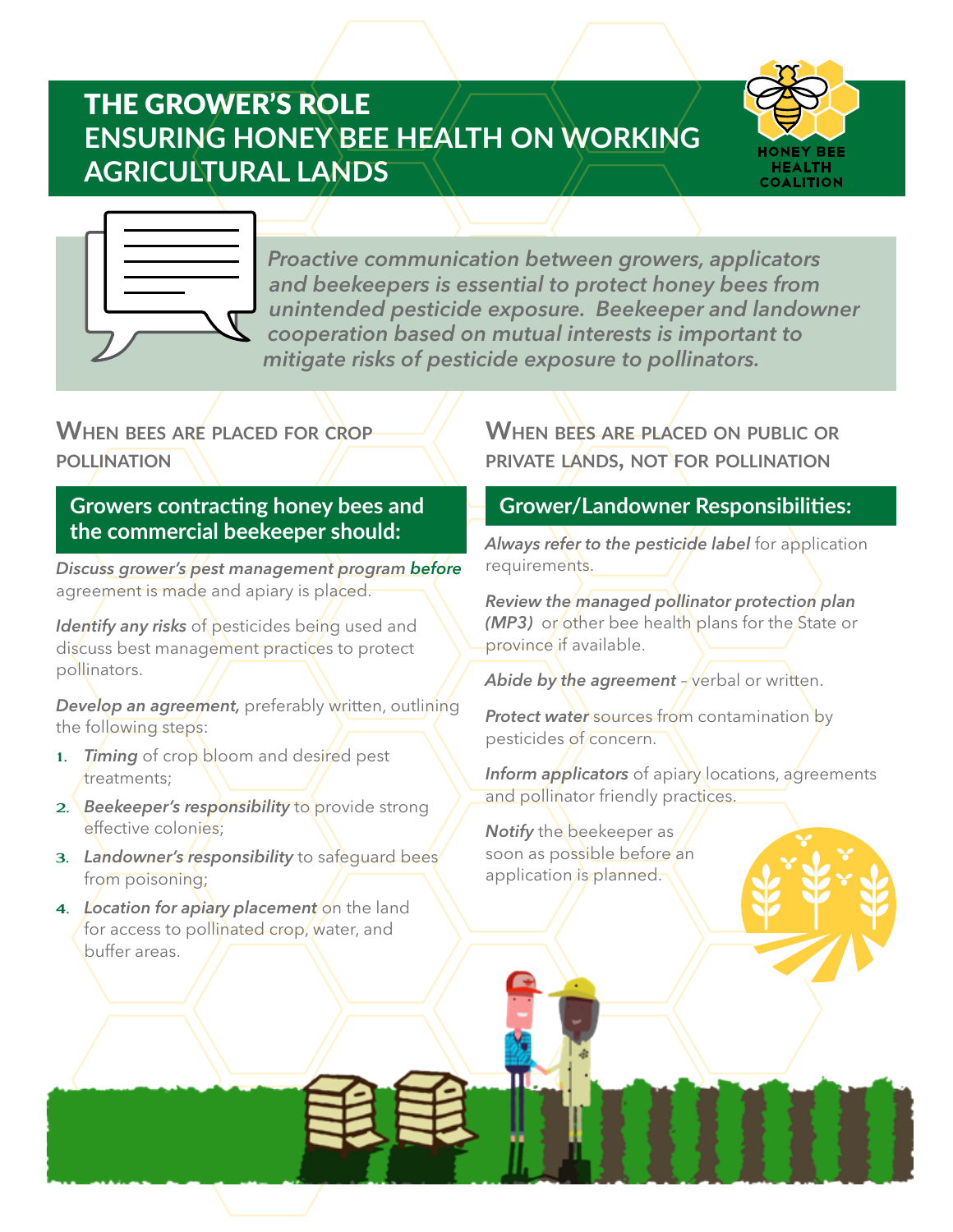# THE GROWER'S ROLE
# ENSURING HONEY BEE HEALTH ON WORKING AGRICULTURAL LANDS

HONEY BEE HEALTH COALITION

*Proactive communication between growers, applicators and beekeepers is essential to protect honey bees from unintended pesticide exposure. Beekeeper and landowner cooperation based on mutual interests is important to mitigate risks of pesticide exposure to pollinators.*

## When bees are placed for crop pollination

### Growers contracting honey bees and the commercial beekeeper should:

*Discuss grower's pest management program **before*** agreement is made and apiary is placed.

*Identify any risks* of pesticides being used and discuss best management practices to protect pollinators.

*Develop an agreement,* preferably written, outlining the following steps:

1. *Timing* of crop bloom and desired pest treatments;
2. *Beekeeper's responsibility* to provide strong effective colonies;
3. *Landowner's responsibility* to safeguard bees from poisoning;
4. *Location for apiary placement* on the land for access to pollinated crop, water, and buffer areas.

## When bees are placed on public or private lands, not for pollination

### Grower/Landowner Responsibilities:

*Always refer to the pesticide label* for application requirements.

*Review the managed pollinator protection plan (MP3)* or other bee health plans for the State or province if available.

*Abide by the agreement* – verbal or written.

*Protect water* sources from contamination by pesticides of concern.

*Inform applicators* of apiary locations, agreements and pollinator friendly practices.

*Notify* the beekeeper as soon as possible before an application is planned.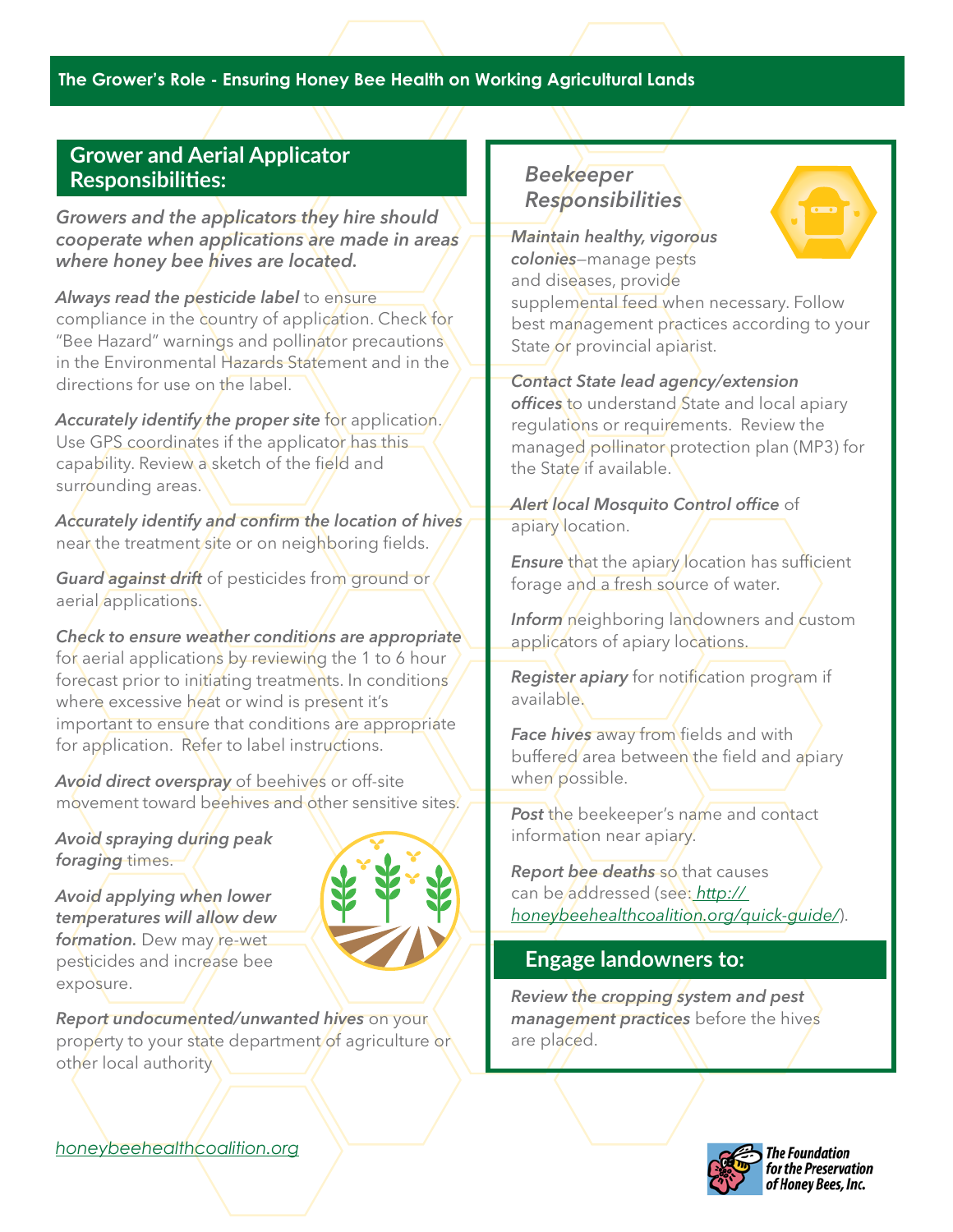# The Grower's Role - Ensuring Honey Bee Health on Working Agricultural Lands

## Grower and Aerial Applicator Responsibilities:

***Growers and the applicators they hire should cooperate when applications are made in areas where honey bee hives are located.***

***Always read the pesticide label*** to ensure compliance in the country of application. Check for "Bee Hazard" warnings and pollinator precautions in the Environmental Hazards Statement and in the directions for use on the label.

***Accurately identify the proper site*** for application. Use GPS coordinates if the applicator has this capability. Review a sketch of the field and surrounding areas.

***Accurately identify and confirm the location of hives*** near the treatment site or on neighboring fields.

***Guard against drift*** of pesticides from ground or aerial applications.

***Check to ensure weather conditions are appropriate*** for aerial applications by reviewing the 1 to 6 hour forecast prior to initiating treatments. In conditions where excessive heat or wind is present it's important to ensure that conditions are appropriate for application. Refer to label instructions.

***Avoid direct overspray*** of beehives or off-site movement toward beehives and other sensitive sites.

***Avoid spraying during peak foraging*** times.

***Avoid applying when lower temperatures will allow dew formation.*** Dew may re-wet pesticides and increase bee exposure.

***Report undocumented/unwanted hives*** on your property to your state department of agriculture or other local authority

## Beekeeper Responsibilities

***Maintain healthy, vigorous colonies***—manage pests and diseases, provide supplemental feed when necessary. Follow best management practices according to your State or provincial apiarist.

***Contact State lead agency/extension offices*** to understand State and local apiary regulations or requirements. Review the managed pollinator protection plan (MP3) for the State if available.

***Alert local Mosquito Control office*** of apiary location.

***Ensure*** that the apiary location has sufficient forage and a fresh source of water.

***Inform*** neighboring landowners and custom applicators of apiary locations.

***Register apiary*** for notification program if available.

***Face hives*** away from fields and with buffered area between the field and apiary when possible.

***Post*** the beekeeper's name and contact information near apiary.

***Report bee deaths*** so that causes can be addressed (see: http://honeybeehealthcoalition.org/quick-guide/).

## Engage landowners to:

***Review the cropping system and pest management practices*** before the hives are placed.

honeybeehealthcoalition.org

The Foundation for the Preservation of Honey Bees, Inc.